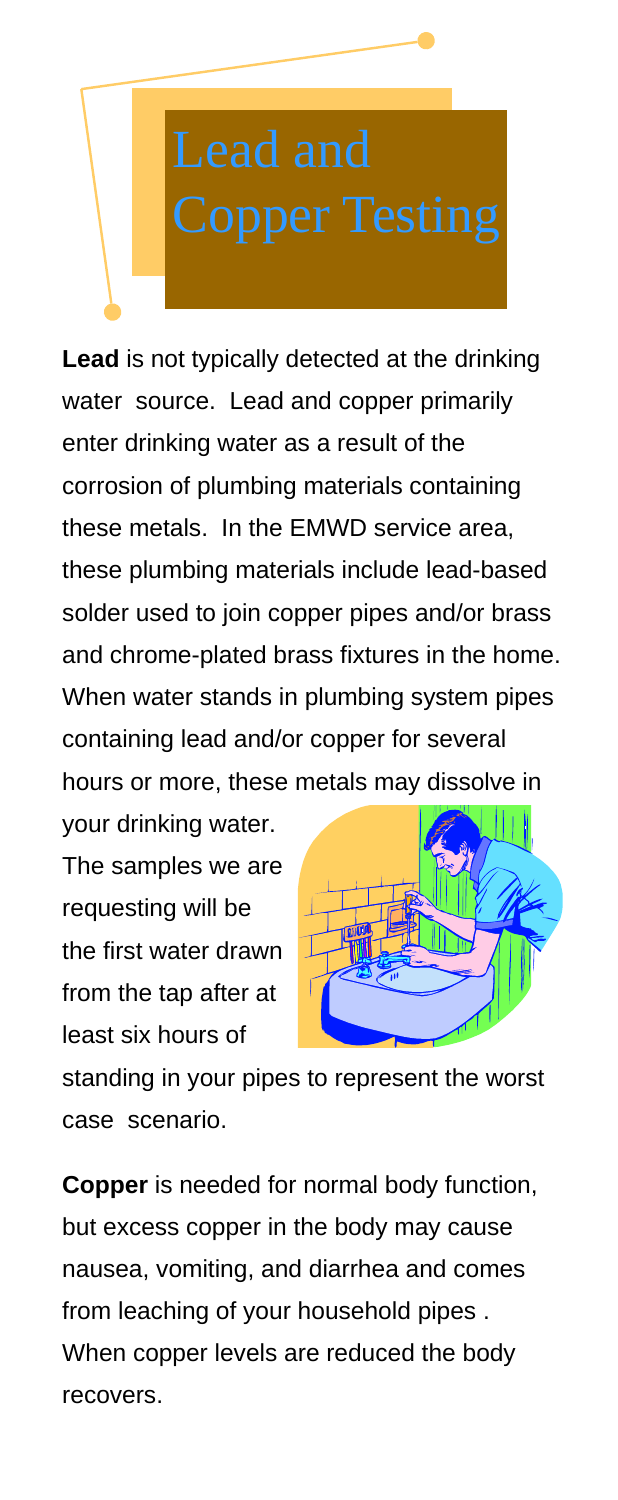# Lead and Copper Testing

**Lead** is not typically detected at the drinking water source. Lead and copper primarily enter drinking water as a result of the corrosion of plumbing materials containing these metals. In the EMWD service area, these plumbing materials include lead-based solder used to join copper pipes and/or brass and chrome-plated brass fixtures in the home. When water stands in plumbing system pipes containing lead and/or copper for several hours or more, these metals may dissolve in your drinking water. The samples we are requesting will be the first water drawn from the tap after at least six hours of standing in your pipes to represent the worst case scenario.

**Copper** is needed for normal body function, but excess copper in the body may cause nausea, vomiting, and diarrhea and comes from leaching of your household pipes . When copper levels are reduced the body recovers.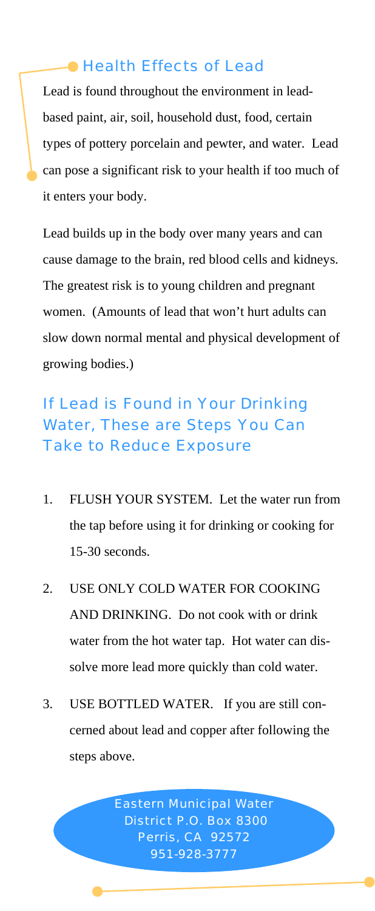## Health Effects of Lead

Lead is found throughout the environment in lead-based paint, air, soil, household dust, food, certain types of pottery porcelain and pewter, and water. Lead can pose a significant risk to your health if too much of it enters your body.

Lead builds up in the body over many years and can cause damage to the brain, red blood cells and kidneys. The greatest risk is to young children and pregnant women. (Amounts of lead that won't hurt adults can slow down normal mental and physical development of growing bodies.)

## If Lead is Found in Your Drinking Water, These are Steps You Can Take to Reduce Exposure

1. FLUSH YOUR SYSTEM. Let the water run from the tap before using it for drinking or cooking for 15-30 seconds.
2. USE ONLY COLD WATER FOR COOKING AND DRINKING. Do not cook with or drink water from the hot water tap. Hot water can dissolve more lead more quickly than cold water.
3. USE BOTTLED WATER. If you are still concerned about lead and copper after following the steps above.

Eastern Municipal Water District P.O. Box 8300
Perris, CA 92572
951-928-3777